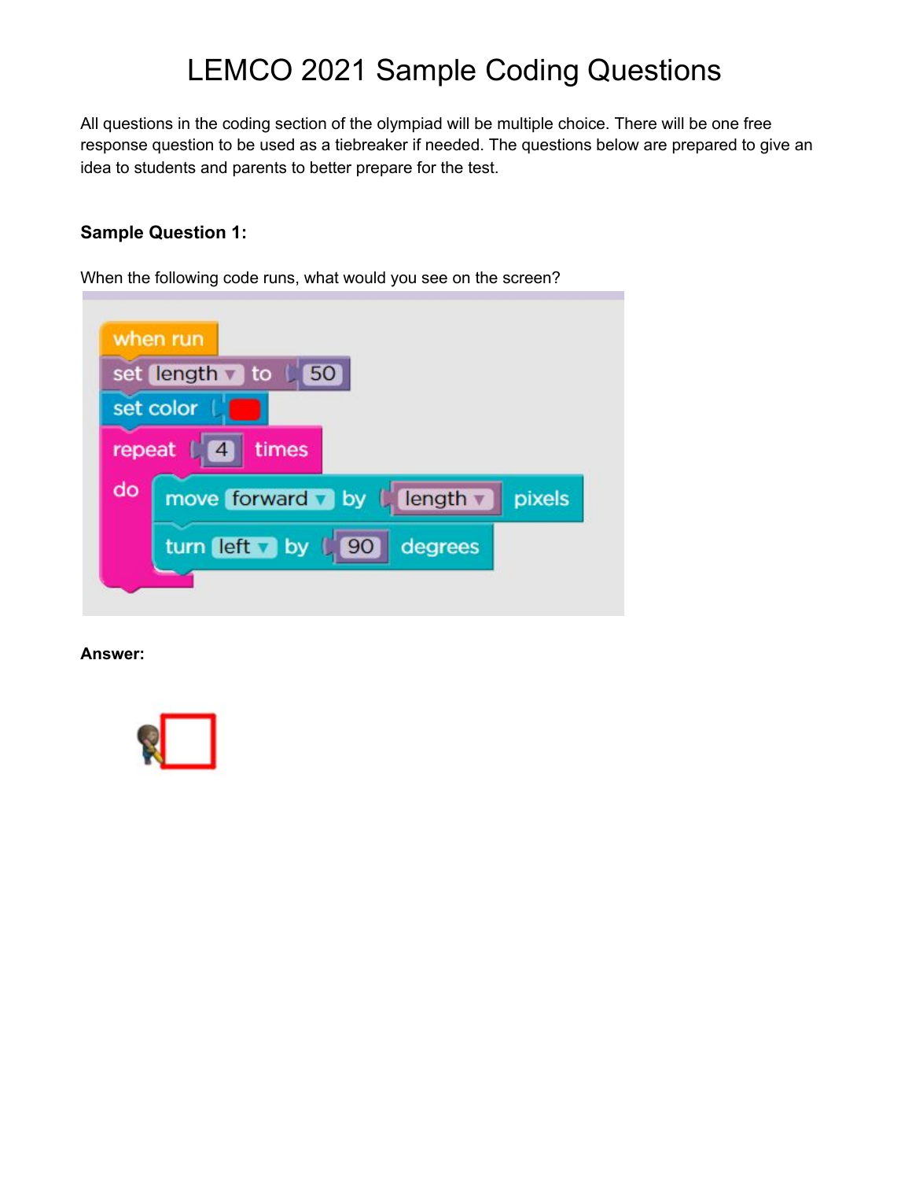# LEMCO 2021 Sample Coding Questions

All questions in the coding section of the olympiad will be multiple choice. There will be one free response question to be used as a tiebreaker if needed. The questions below are prepared to give an idea to students and parents to better prepare for the test.

### Sample Question 1:

When the following code runs, what would you see on the screen?

```
when run
set length to 50
set color [red]
repeat 4 times
do
    move forward by length pixels
    turn left by 90 degrees
```

**Answer:**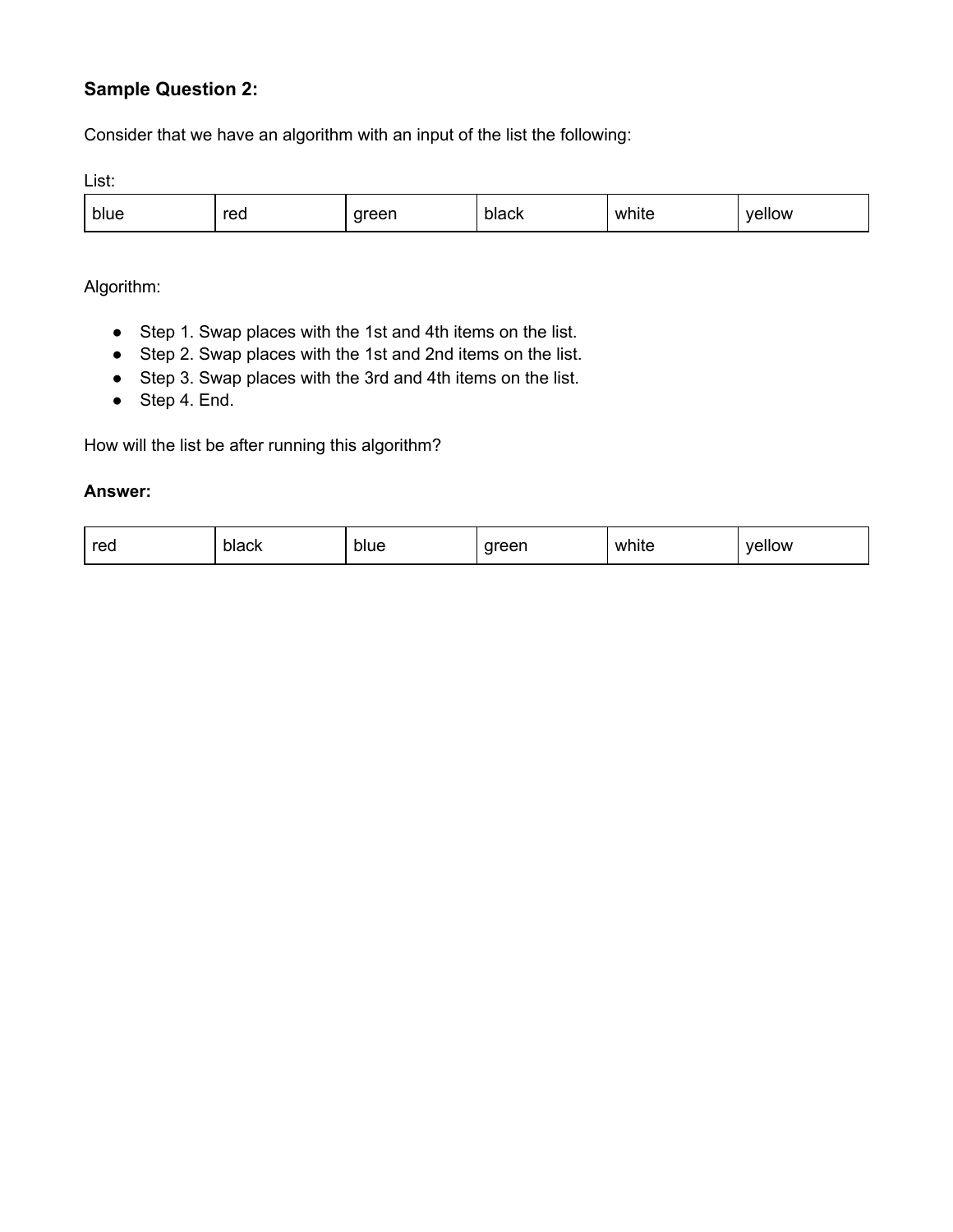### Sample Question 2:

Consider that we have an algorithm with an input of the list the following:

List:

| blue | red | green | black | white | yellow |
|---|---|---|---|---|---|

Algorithm:

- Step 1. Swap places with the 1st and 4th items on the list.
- Step 2. Swap places with the 1st and 2nd items on the list.
- Step 3. Swap places with the 3rd and 4th items on the list.
- Step 4. End.

How will the list be after running this algorithm?

**Answer:**

| red | black | blue | green | white | yellow |
|---|---|---|---|---|---|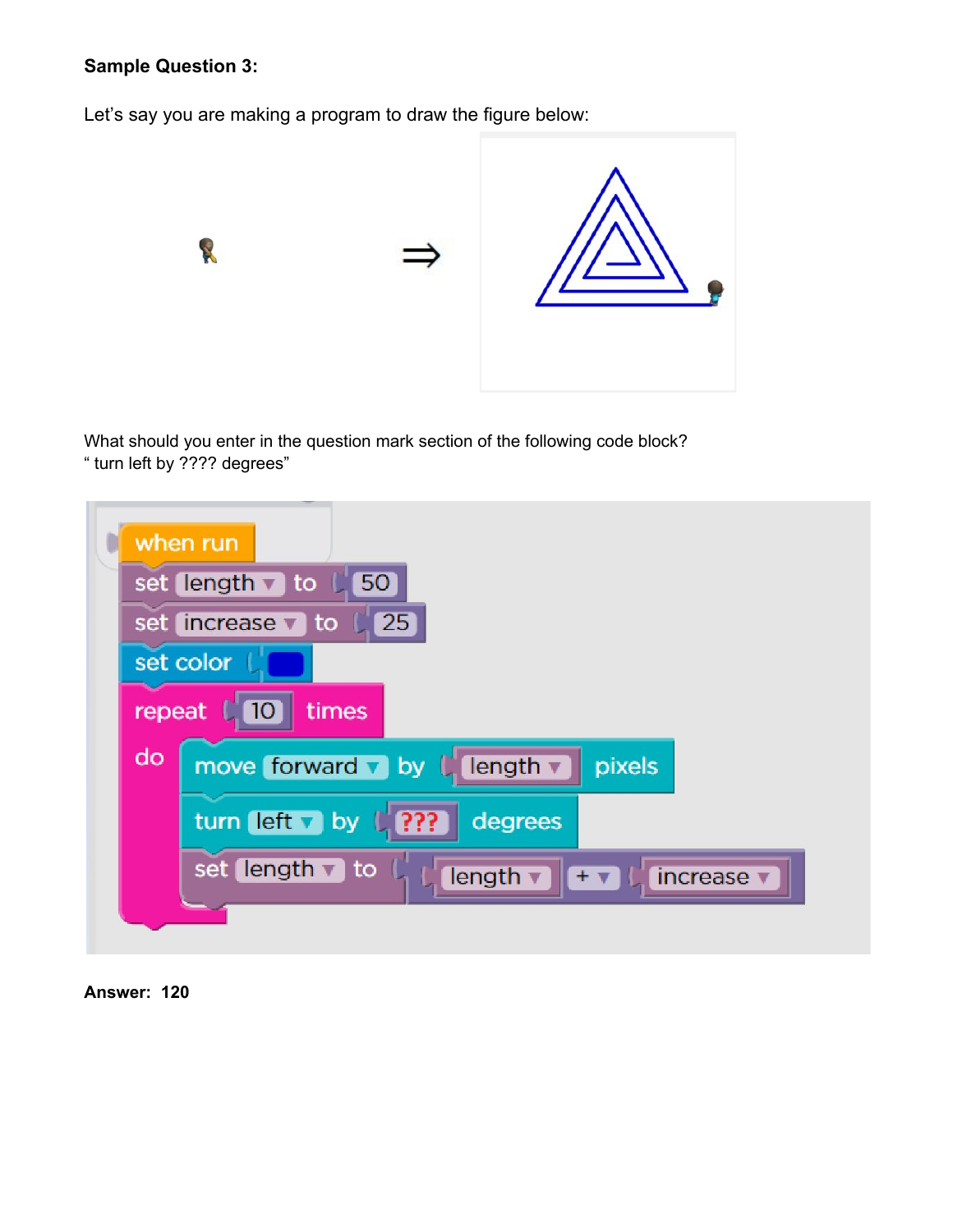**Sample Question 3:**

Let's say you are making a program to draw the figure below:

⇒

What should you enter in the question mark section of the following code block?
" turn left by ???? degrees"

```
when run
set length to 50
set increase to 25
set color [blue]
repeat 10 times
do
    move forward by length pixels
    turn left by ??? degrees
    set length to length + increase
```

**Answer:** 120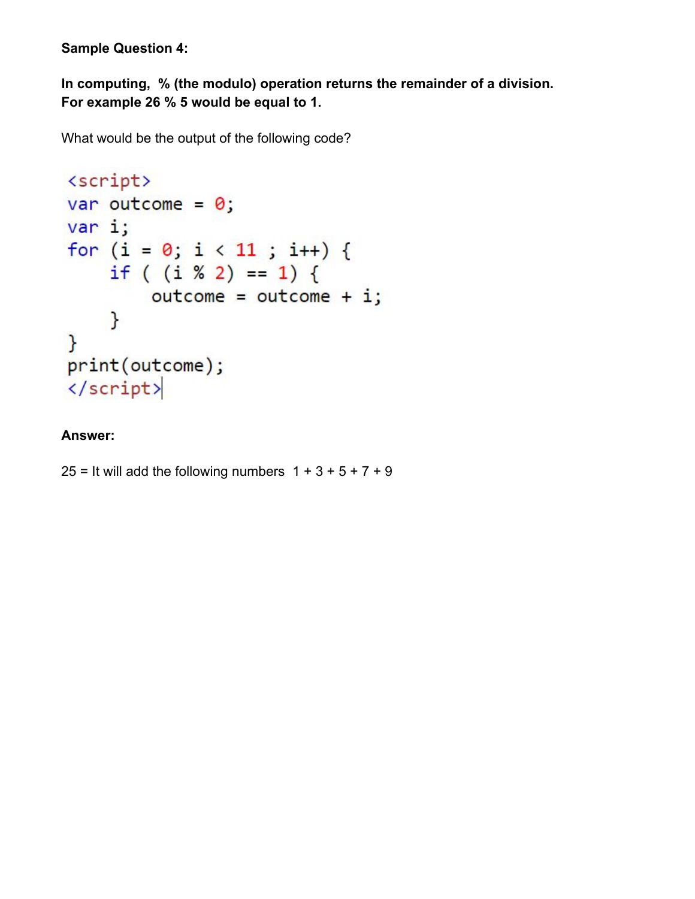**Sample Question 4:**

**In computing, % (the modulo) operation returns the remainder of a division. For example 26 % 5 would be equal to 1.**

What would be the output of the following code?

```
<script>
var outcome = 0;
var i;
for (i = 0; i < 11 ; i++) {
     if ( (i % 2) == 1) {
          outcome = outcome + i;
     }
}
print(outcome);
</script>
```

**Answer:**

25 = It will add the following numbers 1 + 3 + 5 + 7 + 9